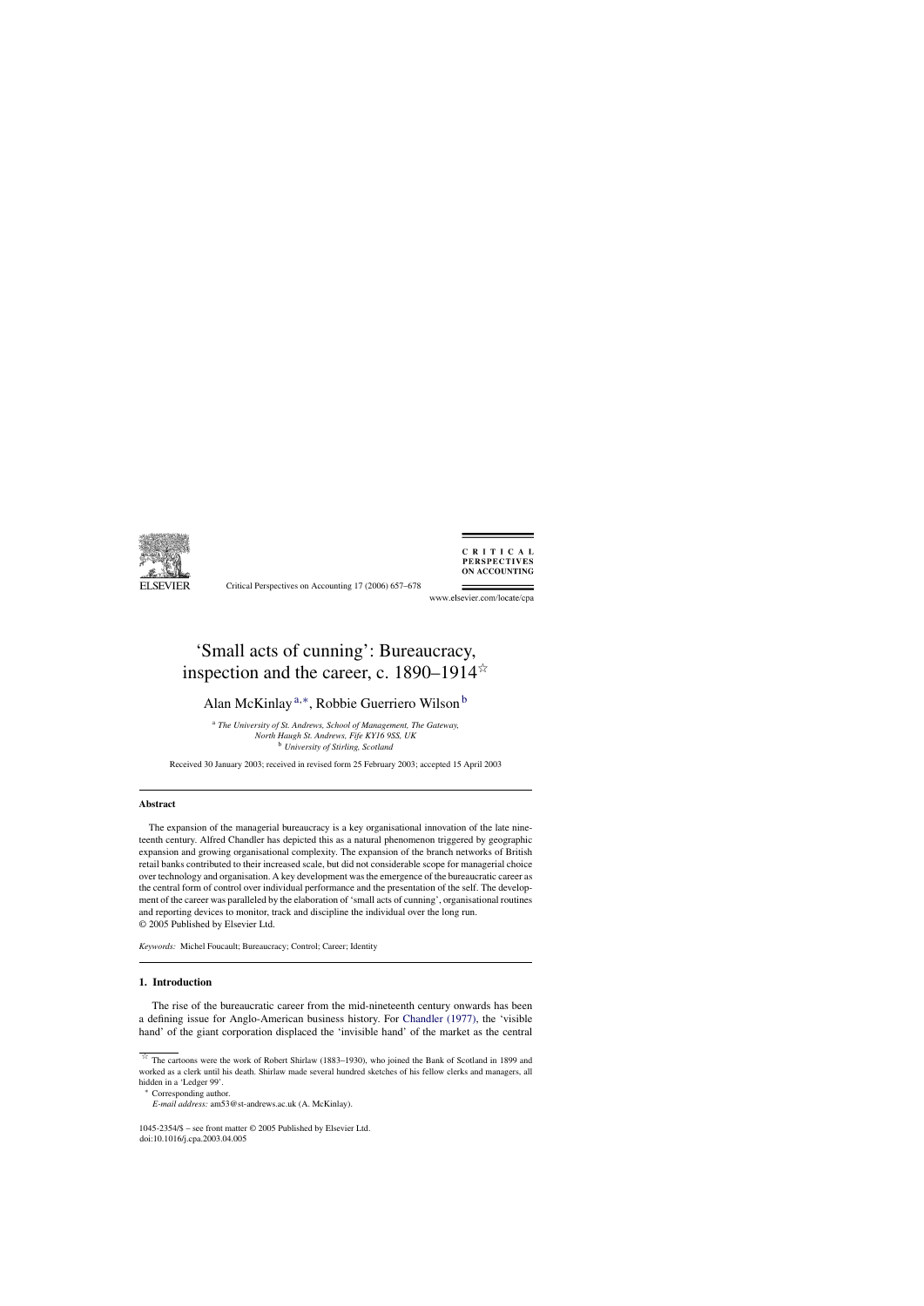# 'Small acts of cunning': Bureaucracy, inspection and the career, c. 1890–1914 ☆

Alan McKinlay [a,*], Robbie Guerriero Wilson [b]

[a] *The University of St. Andrews, School of Management, The Gateway, North Haugh St. Andrews, Fife KY16 9SS, UK*
[b] *University of Stirling, Scotland*

Received 30 January 2003; received in revised form 25 February 2003; accepted 15 April 2003

## Abstract

The expansion of the managerial bureaucracy is a key organisational innovation of the late nineteenth century. Alfred Chandler has depicted this as a natural phenomenon triggered by geographic expansion and growing organisational complexity. The expansion of the branch networks of British retail banks contributed to their increased scale, but did not considerable scope for managerial choice over technology and organisation. A key development was the emergence of the bureaucratic career as the central form of control over individual performance and the presentation of the self. The development of the career was paralleled by the elaboration of 'small acts of cunning', organisational routines and reporting devices to monitor, track and discipline the individual over the long run.
© 2005 Published by Elsevier Ltd.

*Keywords:* Michel Foucault; Bureaucracy; Control; Career; Identity

## 1. Introduction

The rise of the bureaucratic career from the mid-nineteenth century onwards has been a defining issue for Anglo-American business history. For Chandler (1977), the 'visible hand' of the giant corporation displaced the 'invisible hand' of the market as the central

☆ The cartoons were the work of Robert Shirlaw (1883–1930), who joined the Bank of Scotland in 1899 and worked as a clerk until his death. Shirlaw made several hundred sketches of his fellow clerks and managers, all hidden in a 'Ledger 99'.

\* Corresponding author.
*E-mail address:* am53@st-andrews.ac.uk (A. McKinlay).

1045-2354/$ – see front matter © 2005 Published by Elsevier Ltd.
doi:10.1016/j.cpa.2003.04.005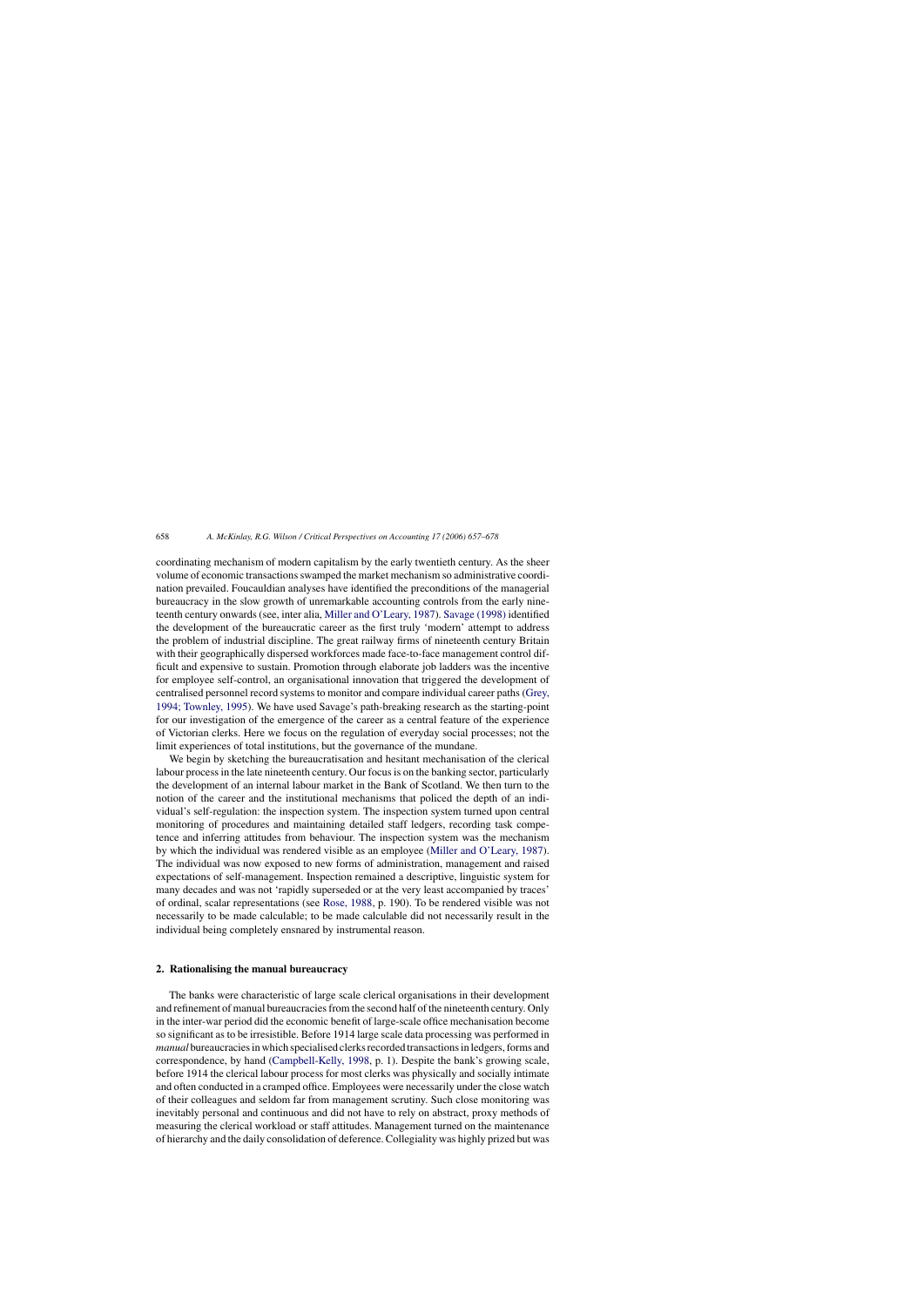coordinating mechanism of modern capitalism by the early twentieth century. As the sheer volume of economic transactions swamped the market mechanism so administrative coordination prevailed. Foucauldian analyses have identified the preconditions of the managerial bureaucracy in the slow growth of unremarkable accounting controls from the early nineteenth century onwards (see, inter alia, Miller and O'Leary, 1987). Savage (1998) identified the development of the bureaucratic career as the first truly 'modern' attempt to address the problem of industrial discipline. The great railway firms of nineteenth century Britain with their geographically dispersed workforces made face-to-face management control difficult and expensive to sustain. Promotion through elaborate job ladders was the incentive for employee self-control, an organisational innovation that triggered the development of centralised personnel record systems to monitor and compare individual career paths (Grey, 1994; Townley, 1995). We have used Savage's path-breaking research as the starting-point for our investigation of the emergence of the career as a central feature of the experience of Victorian clerks. Here we focus on the regulation of everyday social processes; not the limit experiences of total institutions, but the governance of the mundane.

We begin by sketching the bureaucratisation and hesitant mechanisation of the clerical labour process in the late nineteenth century. Our focus is on the banking sector, particularly the development of an internal labour market in the Bank of Scotland. We then turn to the notion of the career and the institutional mechanisms that policed the depth of an individual's self-regulation: the inspection system. The inspection system turned upon central monitoring of procedures and maintaining detailed staff ledgers, recording task competence and inferring attitudes from behaviour. The inspection system was the mechanism by which the individual was rendered visible as an employee (Miller and O'Leary, 1987). The individual was now exposed to new forms of administration, management and raised expectations of self-management. Inspection remained a descriptive, linguistic system for many decades and was not 'rapidly superseded or at the very least accompanied by traces' of ordinal, scalar representations (see Rose, 1988, p. 190). To be rendered visible was not necessarily to be made calculable; to be made calculable did not necessarily result in the individual being completely ensnared by instrumental reason.

## 2. Rationalising the manual bureaucracy

The banks were characteristic of large scale clerical organisations in their development and refinement of manual bureaucracies from the second half of the nineteenth century. Only in the inter-war period did the economic benefit of large-scale office mechanisation become so significant as to be irresistible. Before 1914 large scale data processing was performed in *manual* bureaucracies in which specialised clerks recorded transactions in ledgers, forms and correspondence, by hand (Campbell-Kelly, 1998, p. 1). Despite the bank's growing scale, before 1914 the clerical labour process for most clerks was physically and socially intimate and often conducted in a cramped office. Employees were necessarily under the close watch of their colleagues and seldom far from management scrutiny. Such close monitoring was inevitably personal and continuous and did not have to rely on abstract, proxy methods of measuring the clerical workload or staff attitudes. Management turned on the maintenance of hierarchy and the daily consolidation of deference. Collegiality was highly prized but was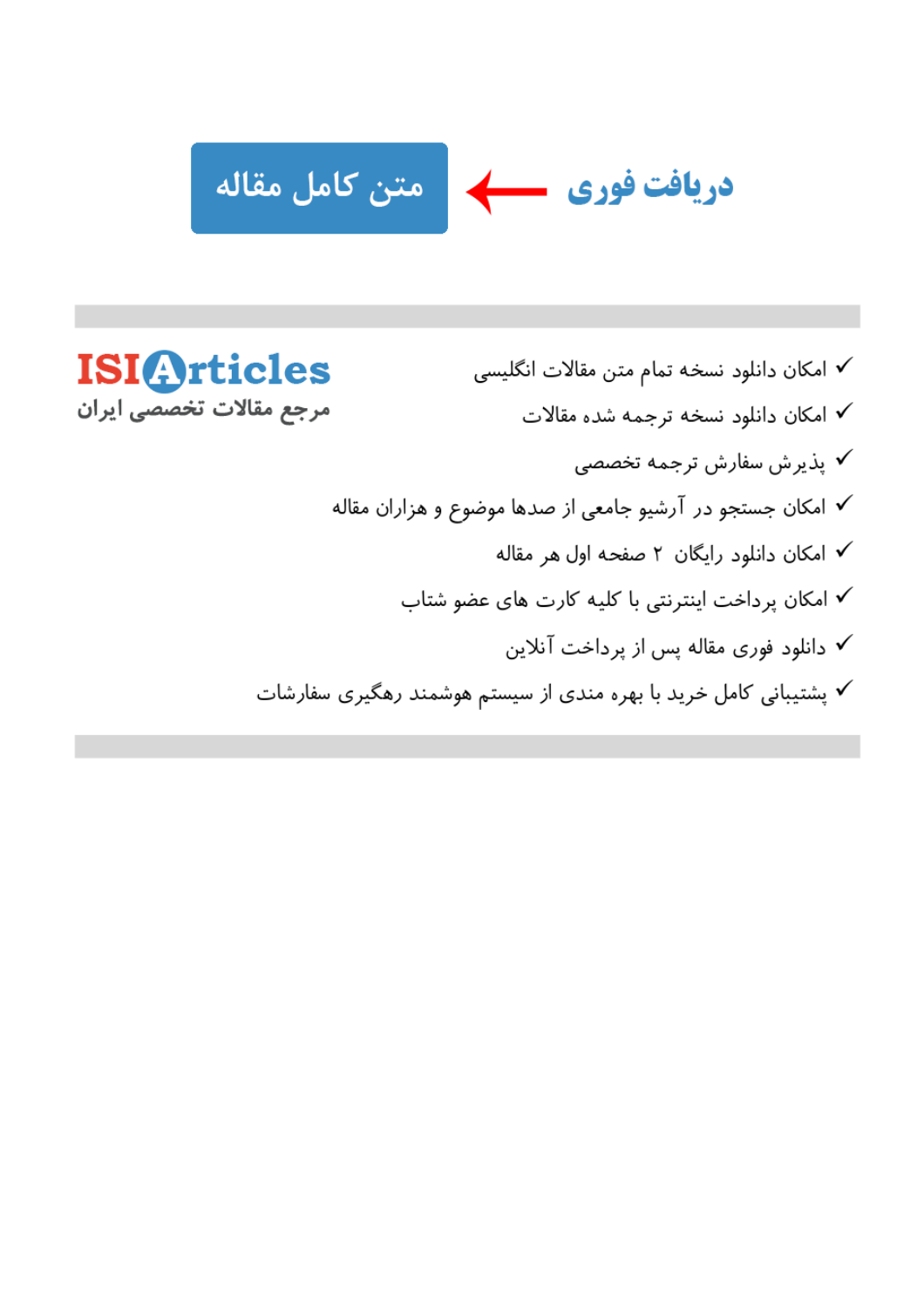دریافت فوری ← متن کامل مقاله

**ISIArticles**
مرجع مقالات تخصصی ایران

- ✓ امکان دانلود نسخه تمام متن مقالات انگلیسی
- ✓ امکان دانلود نسخه ترجمه شده مقالات
- ✓ پذیرش سفارش ترجمه تخصصی
- ✓ امکان جستجو در آرشیو جامعی از صدها موضوع و هزاران مقاله
- ✓ امکان دانلود رایگان ۲ صفحه اول هر مقاله
- ✓ امکان پرداخت اینترنتی با کلیه کارت های عضو شتاب
- ✓ دانلود فوری مقاله پس از پرداخت آنلاین
- ✓ پشتیبانی کامل خرید با بهره مندی از سیستم هوشمند رهگیری سفارشات